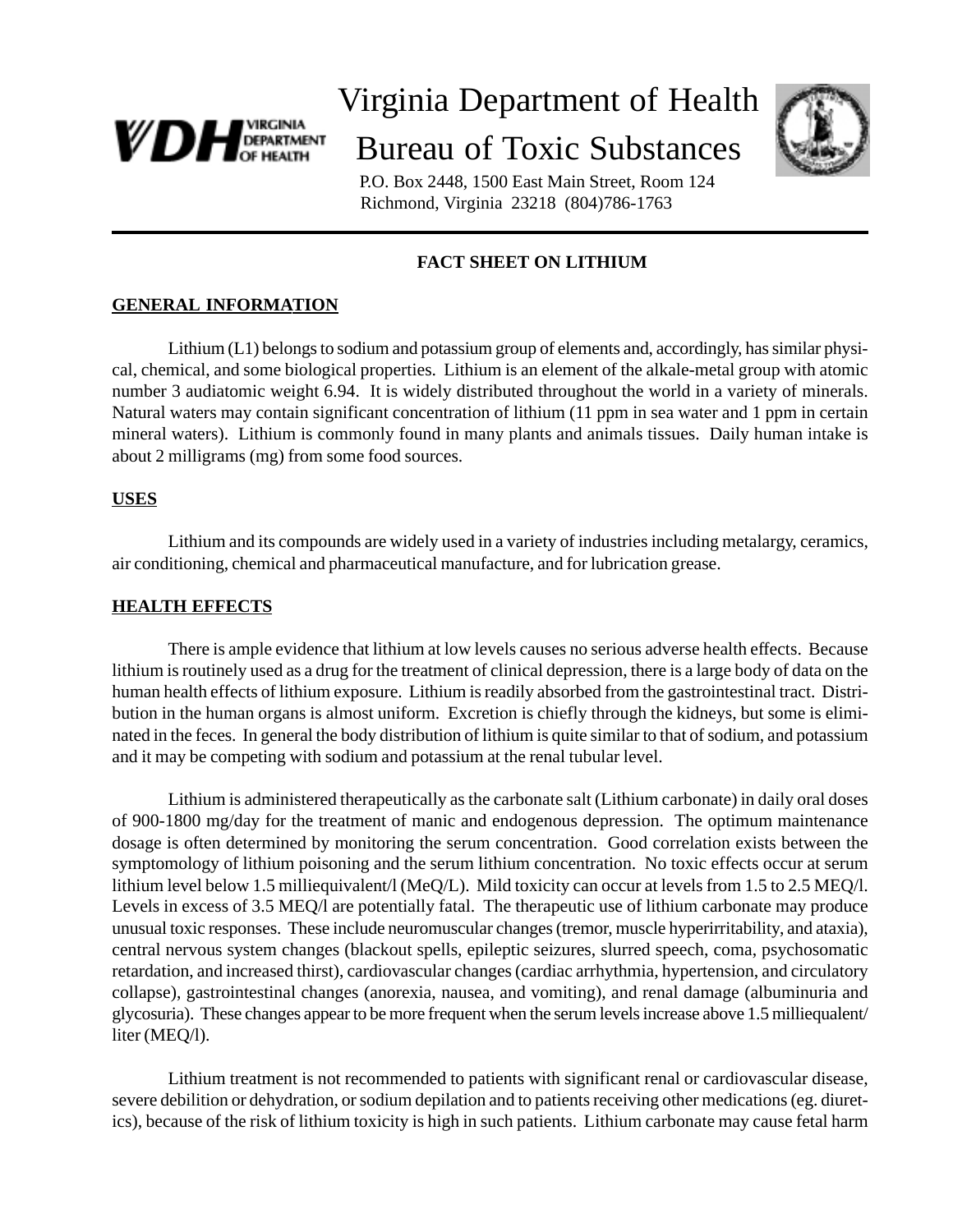# Virginia Department of Health

## Bureau of Toxic Substances

P.O. Box 2448, 1500 East Main Street, Room 124
Richmond, Virginia 23218 (804)786-1763

---

**FACT SHEET ON LITHIUM**

**GENERAL INFORMATION**

Lithium (L1) belongs to sodium and potassium group of elements and, accordingly, has similar physical, chemical, and some biological properties. Lithium is an element of the alkale-metal group with atomic number 3 audiatomic weight 6.94. It is widely distributed throughout the world in a variety of minerals. Natural waters may contain significant concentration of lithium (11 ppm in sea water and 1 ppm in certain mineral waters). Lithium is commonly found in many plants and animals tissues. Daily human intake is about 2 milligrams (mg) from some food sources.

**USES**

Lithium and its compounds are widely used in a variety of industries including metalargy, ceramics, air conditioning, chemical and pharmaceutical manufacture, and for lubrication grease.

**HEALTH EFFECTS**

There is ample evidence that lithium at low levels causes no serious adverse health effects. Because lithium is routinely used as a drug for the treatment of clinical depression, there is a large body of data on the human health effects of lithium exposure. Lithium is readily absorbed from the gastrointestinal tract. Distribution in the human organs is almost uniform. Excretion is chiefly through the kidneys, but some is eliminated in the feces. In general the body distribution of lithium is quite similar to that of sodium, and potassium and it may be competing with sodium and potassium at the renal tubular level.

Lithium is administered therapeutically as the carbonate salt (Lithium carbonate) in daily oral doses of 900-1800 mg/day for the treatment of manic and endogenous depression. The optimum maintenance dosage is often determined by monitoring the serum concentration. Good correlation exists between the symptomology of lithium poisoning and the serum lithium concentration. No toxic effects occur at serum lithium level below 1.5 milliequivalent/l (MeQ/L). Mild toxicity can occur at levels from 1.5 to 2.5 MEQ/l. Levels in excess of 3.5 MEQ/l are potentially fatal. The therapeutic use of lithium carbonate may produce unusual toxic responses. These include neuromuscular changes (tremor, muscle hyperirritability, and ataxia), central nervous system changes (blackout spells, epileptic seizures, slurred speech, coma, psychosomatic retardation, and increased thirst), cardiovascular changes (cardiac arrhythmia, hypertension, and circulatory collapse), gastrointestinal changes (anorexia, nausea, and vomiting), and renal damage (albuminuria and glycosuria). These changes appear to be more frequent when the serum levels increase above 1.5 milliequalent/liter (MEQ/l).

Lithium treatment is not recommended to patients with significant renal or cardiovascular disease, severe debilition or dehydration, or sodium depilation and to patients receiving other medications (eg. diuretics), because of the risk of lithium toxicity is high in such patients. Lithium carbonate may cause fetal harm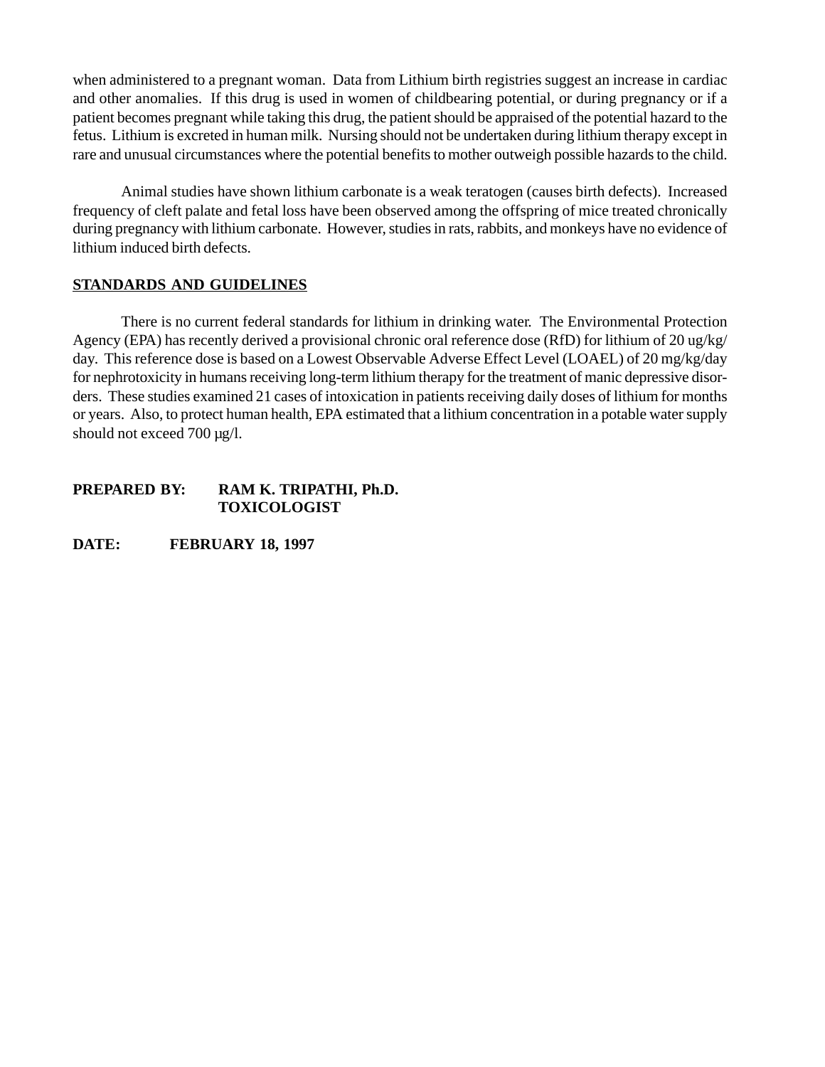when administered to a pregnant woman. Data from Lithium birth registries suggest an increase in cardiac and other anomalies. If this drug is used in women of childbearing potential, or during pregnancy or if a patient becomes pregnant while taking this drug, the patient should be appraised of the potential hazard to the fetus. Lithium is excreted in human milk. Nursing should not be undertaken during lithium therapy except in rare and unusual circumstances where the potential benefits to mother outweigh possible hazards to the child.

Animal studies have shown lithium carbonate is a weak teratogen (causes birth defects). Increased frequency of cleft palate and fetal loss have been observed among the offspring of mice treated chronically during pregnancy with lithium carbonate. However, studies in rats, rabbits, and monkeys have no evidence of lithium induced birth defects.

## STANDARDS AND GUIDELINES

There is no current federal standards for lithium in drinking water. The Environmental Protection Agency (EPA) has recently derived a provisional chronic oral reference dose (RfD) for lithium of 20 ug/kg/day. This reference dose is based on a Lowest Observable Adverse Effect Level (LOAEL) of 20 mg/kg/day for nephrotoxicity in humans receiving long-term lithium therapy for the treatment of manic depressive disorders. These studies examined 21 cases of intoxication in patients receiving daily doses of lithium for months or years. Also, to protect human health, EPA estimated that a lithium concentration in a potable water supply should not exceed 700 µg/l.

**PREPARED BY:** **RAM K. TRIPATHI, Ph.D.**
**TOXICOLOGIST**

**DATE:** **FEBRUARY 18, 1997**